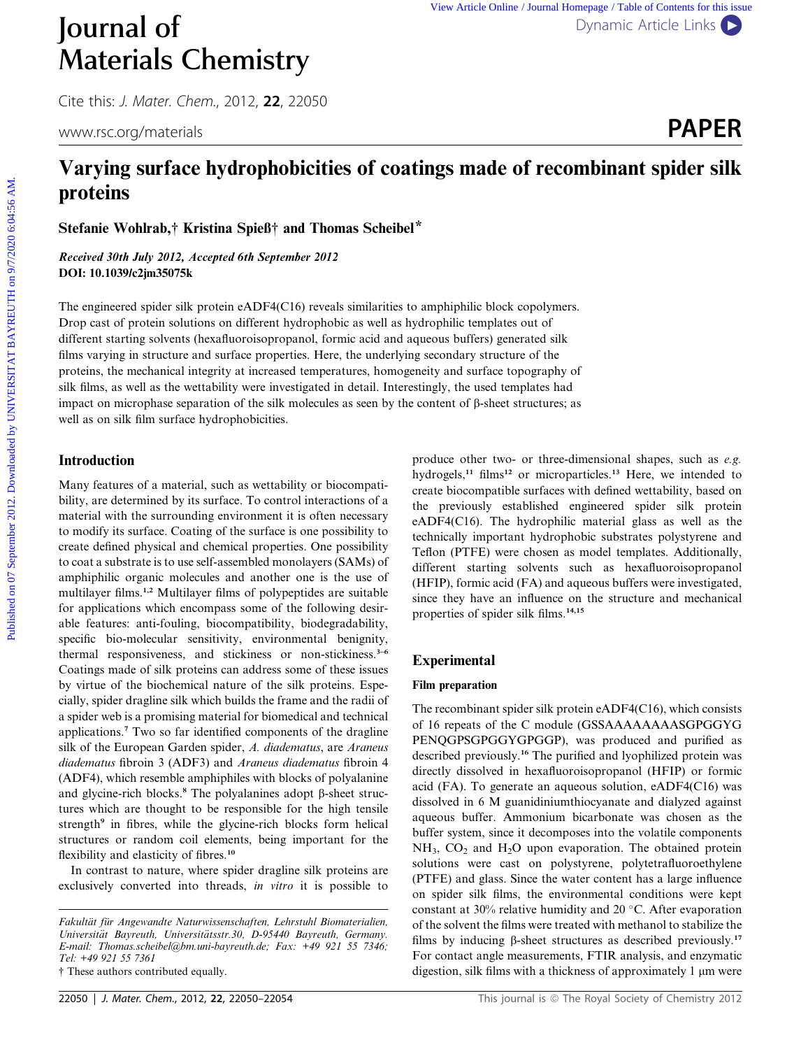# Varying surface hydrophobicities of coatings made of recombinant spider silk proteins

**Stefanie Wohlrab,† Kristina Spieß† and Thomas Scheibel***

*Received 30th July 2012, Accepted 6th September 2012*
**DOI: 10.1039/c2jm35075k**

The engineered spider silk protein eADF4(C16) reveals similarities to amphiphilic block copolymers. Drop cast of protein solutions on different hydrophobic as well as hydrophilic templates out of different starting solvents (hexafluoroisopropanol, formic acid and aqueous buffers) generated silk films varying in structure and surface properties. Here, the underlying secondary structure of the proteins, the mechanical integrity at increased temperatures, homogeneity and surface topography of silk films, as well as the wettability were investigated in detail. Interestingly, the used templates had impact on microphase separation of the silk molecules as seen by the content of β-sheet structures; as well as on silk film surface hydrophobicities.

## Introduction

Many features of a material, such as wettability or biocompatibility, are determined by its surface. To control interactions of a material with the surrounding environment it is often necessary to modify its surface. Coating of the surface is one possibility to create defined physical and chemical properties. One possibility to coat a substrate is to use self-assembled monolayers (SAMs) of amphiphilic organic molecules and another one is the use of multilayer films.[1,2] Multilayer films of polypeptides are suitable for applications which encompass some of the following desirable features: anti-fouling, biocompatibility, biodegradability, specific bio-molecular sensitivity, environmental benignity, thermal responsiveness, and stickiness or non-stickiness.[3–6] Coatings made of silk proteins can address some of these issues by virtue of the biochemical nature of the silk proteins. Especially, spider dragline silk which builds the frame and the radii of a spider web is a promising material for biomedical and technical applications.[7] Two so far identified components of the dragline silk of the European Garden spider, *A. diadematus*, are *Araneus diadematus* fibroin 3 (ADF3) and *Araneus diadematus* fibroin 4 (ADF4), which resemble amphiphiles with blocks of polyalanine and glycine-rich blocks.[8] The polyalanines adopt β-sheet structures which are thought to be responsible for the high tensile strength[9] in fibres, while the glycine-rich blocks form helical structures or random coil elements, being important for the flexibility and elasticity of fibres.[10]

In contrast to nature, where spider dragline silk proteins are exclusively converted into threads, *in vitro* it is possible to produce other two- or three-dimensional shapes, such as *e.g.* hydrogels,[11] films[12] or microparticles.[13] Here, we intended to create biocompatible surfaces with defined wettability, based on the previously established engineered spider silk protein eADF4(C16). The hydrophilic material glass as well as the technically important hydrophobic substrates polystyrene and Teflon (PTFE) were chosen as model templates. Additionally, different starting solvents such as hexafluoroisopropanol (HFIP), formic acid (FA) and aqueous buffers were investigated, since they have an influence on the structure and mechanical properties of spider silk films.[14,15]

## Experimental

### Film preparation

The recombinant spider silk protein eADF4(C16), which consists of 16 repeats of the C module (GSSAAAAAAAASGPGGYGPENQGPSGPGGYGPGGP), was produced and purified as described previously.[16] The purified and lyophilized protein was directly dissolved in hexafluoroisopropanol (HFIP) or formic acid (FA). To generate an aqueous solution, eADF4(C16) was dissolved in 6 M guanidiniumthiocyanate and dialyzed against aqueous buffer. Ammonium bicarbonate was chosen as the buffer system, since it decomposes into the volatile components $NH_3$, $CO_2$ and $H_2O$ upon evaporation. The obtained protein solutions were cast on polystyrene, polytetrafluoroethylene (PTFE) and glass. Since the water content has a large influence on spider silk films, the environmental conditions were kept constant at 30% relative humidity and 20 °C. After evaporation of the solvent the films were treated with methanol to stabilize the films by inducing β-sheet structures as described previously.[17] For contact angle measurements, FTIR analysis, and enzymatic digestion, silk films with a thickness of approximately 1 μm were

---

*Fakultät für Angewandte Naturwissenschaften, Lehrstuhl Biomaterialien, Universität Bayreuth, Universitätsstr.30, D-95440 Bayreuth, Germany. E-mail: Thomas.scheibel@bm.uni-bayreuth.de; Fax: +49 921 55 7346; Tel: +49 921 55 7361*

† These authors contributed equally.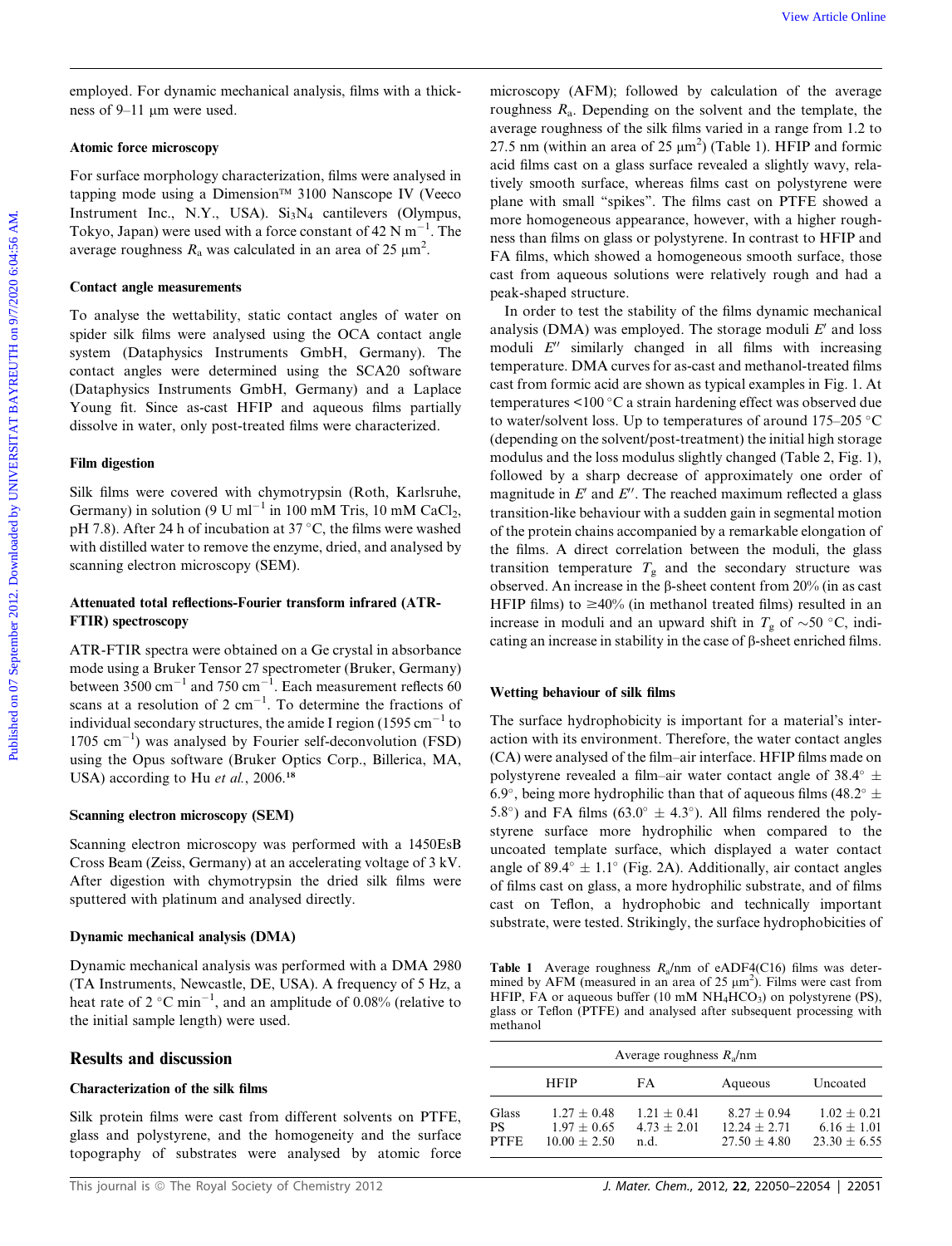employed. For dynamic mechanical analysis, films with a thickness of 9–11 μm were used.

### Atomic force microscopy

For surface morphology characterization, films were analysed in tapping mode using a Dimension™ 3100 Nanscope IV (Veeco Instrument Inc., N.Y., USA). $Si_3N_4$ cantilevers (Olympus, Tokyo, Japan) were used with a force constant of 42 N $m^{-1}$. The average roughness $R_a$ was calculated in an area of 25 $\mu m^2$.

### Contact angle measurements

To analyse the wettability, static contact angles of water on spider silk films were analysed using the OCA contact angle system (Dataphysics Instruments GmbH, Germany). The contact angles were determined using the SCA20 software (Dataphysics Instruments GmbH, Germany) and a Laplace Young fit. Since as-cast HFIP and aqueous films partially dissolve in water, only post-treated films were characterized.

### Film digestion

Silk films were covered with chymotrypsin (Roth, Karlsruhe, Germany) in solution (9 U $ml^{-1}$ in 100 mM Tris, 10 mM $CaCl_2$, pH 7.8). After 24 h of incubation at 37 °C, the films were washed with distilled water to remove the enzyme, dried, and analysed by scanning electron microscopy (SEM).

### Attenuated total reflections-Fourier transform infrared (ATR-FTIR) spectroscopy

ATR-FTIR spectra were obtained on a Ge crystal in absorbance mode using a Bruker Tensor 27 spectrometer (Bruker, Germany) between 3500 $cm^{-1}$ and 750 $cm^{-1}$. Each measurement reflects 60 scans at a resolution of 2 $cm^{-1}$. To determine the fractions of individual secondary structures, the amide I region (1595 $cm^{-1}$ to 1705 $cm^{-1}$) was analysed by Fourier self-deconvolution (FSD) using the Opus software (Bruker Optics Corp., Billerica, MA, USA) according to Hu *et al.*, 2006.[18]

### Scanning electron microscopy (SEM)

Scanning electron microscopy was performed with a 1450EsB Cross Beam (Zeiss, Germany) at an accelerating voltage of 3 kV. After digestion with chymotrypsin the dried silk films were sputtered with platinum and analysed directly.

### Dynamic mechanical analysis (DMA)

Dynamic mechanical analysis was performed with a DMA 2980 (TA Instruments, Newcastle, DE, USA). A frequency of 5 Hz, a heat rate of 2 °C $min^{-1}$, and an amplitude of 0.08% (relative to the initial sample length) were used.

## Results and discussion

### Characterization of the silk films

Silk protein films were cast from different solvents on PTFE, glass and polystyrene, and the homogeneity and the surface topography of substrates were analysed by atomic force microscopy (AFM); followed by calculation of the average roughness $R_a$. Depending on the solvent and the template, the average roughness of the silk films varied in a range from 1.2 to 27.5 nm (within an area of 25 $\mu m^2$) (Table 1). HFIP and formic acid films cast on a glass surface revealed a slightly wavy, relatively smooth surface, whereas films cast on polystyrene were plane with small "spikes". The films cast on PTFE showed a more homogeneous appearance, however, with a higher roughness than films on glass or polystyrene. In contrast to HFIP and FA films, which showed a homogeneous smooth surface, those cast from aqueous solutions were relatively rough and had a peak-shaped structure.

In order to test the stability of the films dynamic mechanical analysis (DMA) was employed. The storage moduli $E'$ and loss moduli $E''$ similarly changed in all films with increasing temperature. DMA curves for as-cast and methanol-treated films cast from formic acid are shown as typical examples in Fig. 1. At temperatures <100 °C a strain hardening effect was observed due to water/solvent loss. Up to temperatures of around 175–205 °C (depending on the solvent/post-treatment) the initial high storage modulus and the loss modulus slightly changed (Table 2, Fig. 1), followed by a sharp decrease of approximately one order of magnitude in $E'$ and $E''$. The reached maximum reflected a glass transition-like behaviour with a sudden gain in segmental motion of the protein chains accompanied by a remarkable elongation of the films. A direct correlation between the moduli, the glass transition temperature $T_g$ and the secondary structure was observed. An increase in the β-sheet content from 20% (in as cast HFIP films) to ≥40% (in methanol treated films) resulted in an increase in moduli and an upward shift in $T_g$ of ~50 °C, indicating an increase in stability in the case of β-sheet enriched films.

### Wetting behaviour of silk films

The surface hydrophobicity is important for a material's interaction with its environment. Therefore, the water contact angles (CA) were analysed of the film–air interface. HFIP films made on polystyrene revealed a film–air water contact angle of 38.4° ± 6.9°, being more hydrophilic than that of aqueous films (48.2° ± 5.8°) and FA films (63.0° ± 4.3°). All films rendered the polystyrene surface more hydrophilic when compared to the uncoated template surface, which displayed a water contact angle of 89.4° ± 1.1° (Fig. 2A). Additionally, air contact angles of films cast on glass, a more hydrophilic substrate, and of films cast on Teflon, a hydrophobic and technically important substrate, were tested. Strikingly, the surface hydrophobicities of

**Table 1** Average roughness $R_a$/nm of eADF4(C16) films was determined by AFM (measured in an area of 25 $\mu m^2$). Films were cast from HFIP, FA or aqueous buffer (10 mM $NH_4HCO_3$) on polystyrene (PS), glass or Teflon (PTFE) and analysed after subsequent processing with methanol

| | Average roughness $R_a$/nm | | | |
|---|---|---|---|---|
| | HFIP | FA | Aqueous | Uncoated |
| Glass | 1.27 ± 0.48 | 1.21 ± 0.41 | 8.27 ± 0.94 | 1.02 ± 0.21 |
| PS | 1.97 ± 0.65 | 4.73 ± 2.01 | 12.24 ± 2.71 | 6.16 ± 1.01 |
| PTFE | 10.00 ± 2.50 | n.d. | 27.50 ± 4.80 | 23.30 ± 6.55 |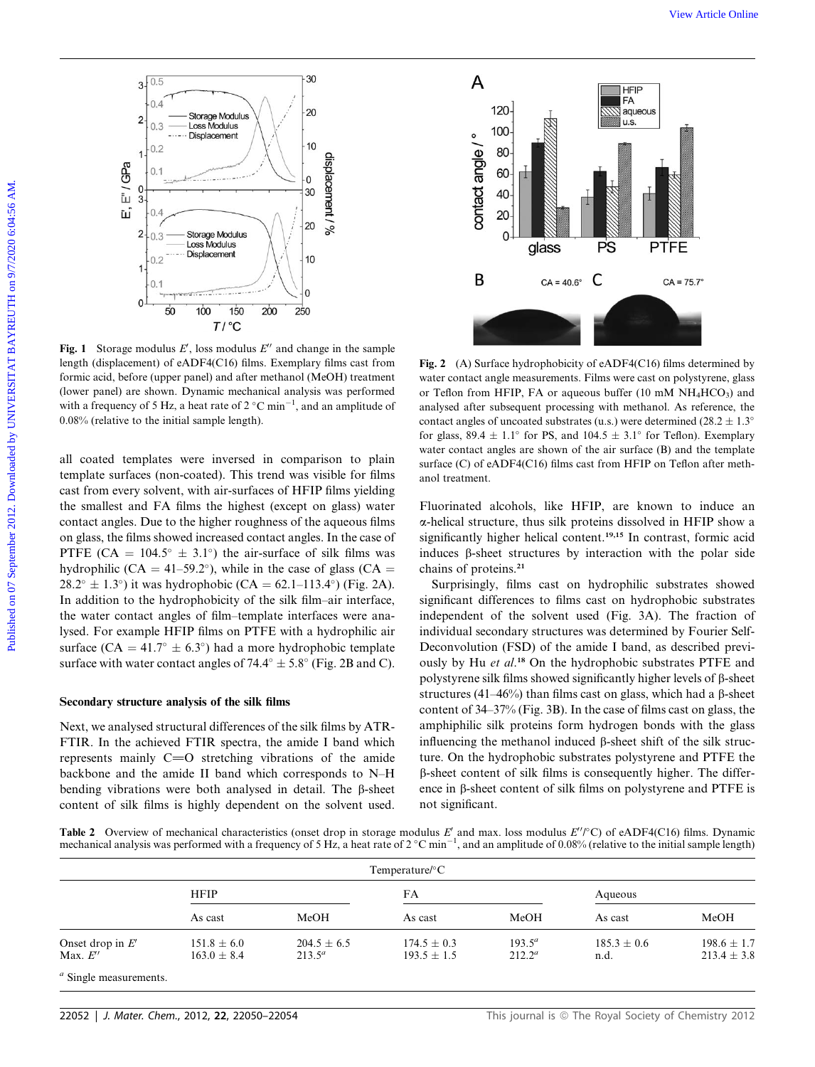Fig. 1 Storage modulus $E'$, loss modulus $E''$ and change in the sample length (displacement) of eADF4(C16) films. Exemplary films cast from formic acid, before (upper panel) and after methanol (MeOH) treatment (lower panel) are shown. Dynamic mechanical analysis was performed with a frequency of 5 Hz, a heat rate of 2 °C min$^{-1}$, and an amplitude of 0.08% (relative to the initial sample length).

Fig. 2 (A) Surface hydrophobicity of eADF4(C16) films determined by water contact angle measurements. Films were cast on polystyrene, glass or Teflon from HFIP, FA or aqueous buffer (10 mM $NH_4HCO_3$) and analysed after subsequent processing with methanol. As reference, the contact angles of uncoated substrates (u.s.) were determined (28.2 ± 1.3° for glass, 89.4 ± 1.1° for PS, and 104.5 ± 3.1° for Teflon). Exemplary water contact angles are shown of the air surface (B) and the template surface (C) of eADF4(C16) films cast from HFIP on Teflon after methanol treatment.

all coated templates were inversed in comparison to plain template surfaces (non-coated). This trend was visible for films cast from every solvent, with air-surfaces of HFIP films yielding the smallest and FA films the highest (except on glass) water contact angles. Due to the higher roughness of the aqueous films on glass, the films showed increased contact angles. In the case of PTFE (CA = 104.5° ± 3.1°) the air-surface of silk films was hydrophilic (CA = 41–59.2°), while in the case of glass (CA = 28.2° ± 1.3°) it was hydrophobic (CA = 62.1–113.4°) (Fig. 2A). In addition to the hydrophobicity of the silk film–air interface, the water contact angles of film–template interfaces were analysed. For example HFIP films on PTFE with a hydrophilic air surface (CA = 41.7° ± 6.3°) had a more hydrophobic template surface with water contact angles of 74.4° ± 5.8° (Fig. 2B and C).

### Secondary structure analysis of the silk films

Next, we analysed structural differences of the silk films by ATR-FTIR. In the achieved FTIR spectra, the amide I band which represents mainly C=O stretching vibrations of the amide backbone and the amide II band which corresponds to N–H bending vibrations were both analysed in detail. The β-sheet content of silk films is highly dependent on the solvent used. Fluorinated alcohols, like HFIP, are known to induce an α-helical structure, thus silk proteins dissolved in HFIP show a significantly higher helical content.[19,15] In contrast, formic acid induces β-sheet structures by interaction with the polar side chains of proteins.[21]

Surprisingly, films cast on hydrophilic substrates showed significant differences to films cast on hydrophobic substrates independent of the solvent used (Fig. 3A). The fraction of individual secondary structures was determined by Fourier Self-Deconvolution (FSD) of the amide I band, as described previously by Hu *et al.*[18] On the hydrophobic substrates PTFE and polystyrene silk films showed significantly higher levels of β-sheet structures (41–46%) than films cast on glass, which had a β-sheet content of 34–37% (Fig. 3B). In the case of films cast on glass, the amphiphilic silk proteins form hydrogen bonds with the glass influencing the methanol induced β-sheet shift of the silk structure. On the hydrophobic substrates polystyrene and PTFE the β-sheet content of silk films is consequently higher. The difference in β-sheet content of silk films on polystyrene and PTFE is not significant.

Table 2 Overview of mechanical characteristics (onset drop in storage modulus $E'$ and max. loss modulus $E''$/°C) of eADF4(C16) films. Dynamic mechanical analysis was performed with a frequency of 5 Hz, a heat rate of 2 °C min$^{-1}$, and an amplitude of 0.08% (relative to the initial sample length)

| | Temperature/°C | | | | | |
|---|---|---|---|---|---|---|
| | HFIP | | FA | | Aqueous | |
| | As cast | MeOH | As cast | MeOH | As cast | MeOH |
| Onset drop in $E'$ | 151.8 ± 6.0 | 204.5 ± 6.5 | 174.5 ± 0.3 | 193.5[a] | 185.3 ± 0.6 | 198.6 ± 1.7 |
| Max. $E''$ | 163.0 ± 8.4 | 213.5[a] | 193.5 ± 1.5 | 212.2[a] | n.d. | 213.4 ± 3.8 |

[a] Single measurements.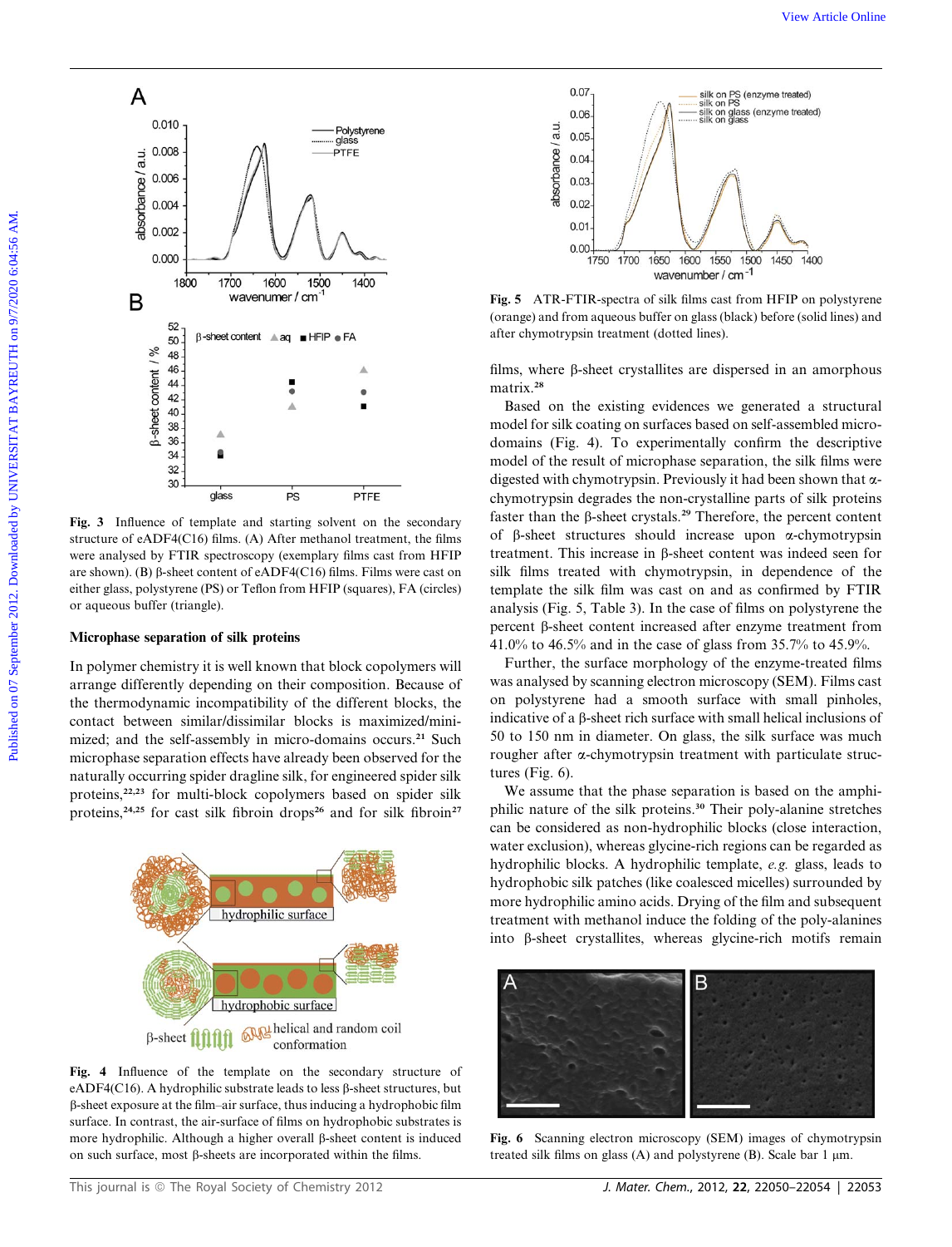Fig. 3 Influence of template and starting solvent on the secondary structure of eADF4(C16) films. (A) After methanol treatment, the films were analysed by FTIR spectroscopy (exemplary films cast from HFIP are shown). (B) β-sheet content of eADF4(C16) films. Films were cast on either glass, polystyrene (PS) or Teflon from HFIP (squares), FA (circles) or aqueous buffer (triangle).

### Microphase separation of silk proteins

In polymer chemistry it is well known that block copolymers will arrange differently depending on their composition. Because of the thermodynamic incompatibility of the different blocks, the contact between similar/dissimilar blocks is maximized/minimized; and the self-assembly in micro-domains occurs.[21] Such microphase separation effects have already been observed for the naturally occurring spider dragline silk, for engineered spider silk proteins,[22,23] for multi-block copolymers based on spider silk proteins,[24,25] for cast silk fibroin drops[26] and for silk fibroin[27] films, where β-sheet crystallites are dispersed in an amorphous matrix.[28]

Fig. 4 Influence of the template on the secondary structure of eADF4(C16). A hydrophilic substrate leads to less β-sheet structures, but β-sheet exposure at the film–air surface, thus inducing a hydrophobic film surface. In contrast, the air-surface of films on hydrophobic substrates is more hydrophilic. Although a higher overall β-sheet content is induced on such surface, most β-sheets are incorporated within the films.

Fig. 5 ATR-FTIR-spectra of silk films cast from HFIP on polystyrene (orange) and from aqueous buffer on glass (black) before (solid lines) and after chymotrypsin treatment (dotted lines).

Based on the existing evidences we generated a structural model for silk coating on surfaces based on self-assembled micro-domains (Fig. 4). To experimentally confirm the descriptive model of the result of microphase separation, the silk films were digested with chymotrypsin. Previously it had been shown that α-chymotrypsin degrades the non-crystalline parts of silk proteins faster than the β-sheet crystals.[29] Therefore, the percent content of β-sheet structures should increase upon α-chymotrypsin treatment. This increase in β-sheet content was indeed seen for silk films treated with chymotrypsin, in dependence of the template the silk film was cast on and as confirmed by FTIR analysis (Fig. 5, Table 3). In the case of films on polystyrene the percent β-sheet content increased after enzyme treatment from 41.0% to 46.5% and in the case of glass from 35.7% to 45.9%.

Further, the surface morphology of the enzyme-treated films was analysed by scanning electron microscopy (SEM). Films cast on polystyrene had a smooth surface with small pinholes, indicative of a β-sheet rich surface with small helical inclusions of 50 to 150 nm in diameter. On glass, the silk surface was much rougher after α-chymotrypsin treatment with particulate structures (Fig. 6).

We assume that the phase separation is based on the amphiphilic nature of the silk proteins.[30] Their poly-alanine stretches can be considered as non-hydrophilic blocks (close interaction, water exclusion), whereas glycine-rich regions can be regarded as hydrophilic blocks. A hydrophilic template, *e.g.* glass, leads to hydrophobic silk patches (like coalesced micelles) surrounded by more hydrophilic amino acids. Drying of the film and subsequent treatment with methanol induce the folding of the poly-alanines into β-sheet crystallites, whereas glycine-rich motifs remain

Fig. 6 Scanning electron microscopy (SEM) images of chymotrypsin treated silk films on glass (A) and polystyrene (B). Scale bar 1 μm.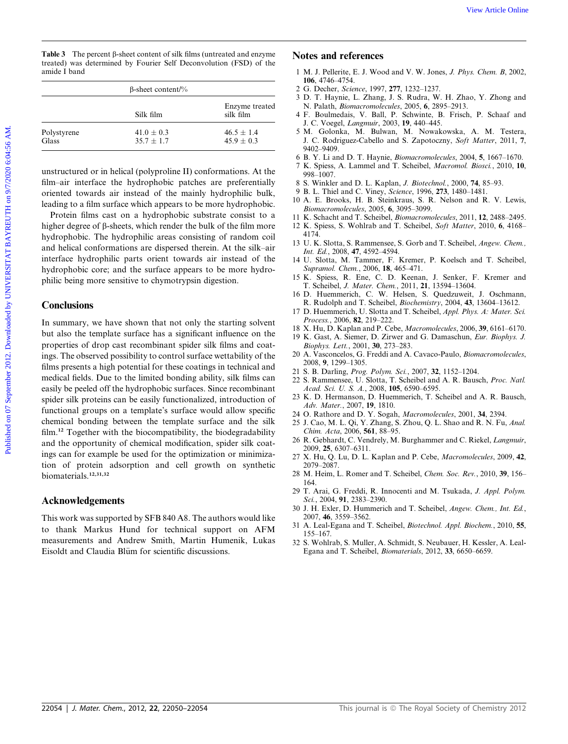**Table 3** The percent β-sheet content of silk films (untreated and enzyme treated) was determined by Fourier Self Deconvolution (FSD) of the amide I band

| | β-sheet content/% | |
|---|---|---|
| | Silk film | Enzyme treated silk film |
| Polystyrene | 41.0 ± 0.3 | 46.5 ± 1.4 |
| Glass | 35.7 ± 1.7 | 45.9 ± 0.3 |

unstructured or in helical (polyproline II) conformations. At the film–air interface the hydrophobic patches are preferentially oriented towards air instead of the mainly hydrophilic bulk, leading to a film surface which appears to be more hydrophobic.

Protein films cast on a hydrophobic substrate consist to a higher degree of β-sheets, which render the bulk of the film more hydrophobic. The hydrophilic areas consisting of random coil and helical conformations are dispersed therein. At the silk–air interface hydrophilic parts orient towards air instead of the hydrophobic core; and the surface appears to be more hydrophilic being more sensitive to chymotrypsin digestion.

## Conclusions

In summary, we have shown that not only the starting solvent but also the template surface has a significant influence on the properties of drop cast recombinant spider silk films and coatings. The observed possibility to control surface wettability of the films presents a high potential for these coatings in technical and medical fields. Due to the limited bonding ability, silk films can easily be peeled off the hydrophobic surfaces. Since recombinant spider silk proteins can be easily functionalized, introduction of functional groups on a template's surface would allow specific chemical bonding between the template surface and the silk film.[12] Together with the biocompatibility, the biodegradability and the opportunity of chemical modification, spider silk coatings can for example be used for the optimization or minimization of protein adsorption and cell growth on synthetic biomaterials.[12,31,32]

## Acknowledgements

This work was supported by SFB 840 A8. The authors would like to thank Markus Hund for technical support on AFM measurements and Andrew Smith, Martin Humenik, Lukas Eisoldt and Claudia Blüm for scientific discussions.

## Notes and references

1. M. J. Pellerite, E. J. Wood and V. W. Jones, *J. Phys. Chem. B*, 2002, **106**, 4746–4754.
2. G. Decher, *Science*, 1997, **277**, 1232–1237.
3. D. T. Haynie, L. Zhang, J. S. Rudra, W. H. Zhao, Y. Zhong and N. Palath, *Biomacromolecules*, 2005, **6**, 2895–2913.
4. F. Boulmedais, V. Ball, P. Schwinte, B. Frisch, P. Schaaf and J. C. Voegel, *Langmuir*, 2003, **19**, 440–445.
5. M. Golonka, M. Bulwan, M. Nowakowska, A. M. Testera, J. C. Rodriguez-Cabello and S. Zapotoczny, *Soft Matter*, 2011, **7**, 9402–9409.
6. B. Y. Li and D. T. Haynie, *Biomacromolecules*, 2004, **5**, 1667–1670.
7. K. Spiess, A. Lammel and T. Scheibel, *Macromol. Biosci.*, 2010, **10**, 998–1007.
8. S. Winkler and D. L. Kaplan, *J. Biotechnol.*, 2000, **74**, 85–93.
9. B. L. Thiel and C. Viney, *Science*, 1996, **273**, 1480–1481.
10. A. E. Brooks, H. B. Steinkraus, S. R. Nelson and R. V. Lewis, *Biomacromolecules*, 2005, **6**, 3095–3099.
11. K. Schacht and T. Scheibel, *Biomacromolecules*, 2011, **12**, 2488–2495.
12. K. Spiess, S. Wohlrab and T. Scheibel, *Soft Matter*, 2010, **6**, 4168–4174.
13. U. K. Slotta, S. Rammensee, S. Gorb and T. Scheibel, *Angew. Chem., Int. Ed.*, 2008, **47**, 4592–4594.
14. U. Slotta, M. Tammer, F. Kremer, P. Koelsch and T. Scheibel, *Supramol. Chem.*, 2006, **18**, 465–471.
15. K. Spiess, R. Ene, C. D. Keenan, J. Senker, F. Kremer and T. Scheibel, *J. Mater. Chem.*, 2011, **21**, 13594–13604.
16. D. Huemmerich, C. W. Helsen, S. Quedzuweit, J. Oschmann, R. Rudolph and T. Scheibel, *Biochemistry*, 2004, **43**, 13604–13612.
17. D. Huemmerich, U. Slotta and T. Scheibel, *Appl. Phys. A: Mater. Sci. Process.*, 2006, **82**, 219–222.
18. X. Hu, D. Kaplan and P. Cebe, *Macromolecules*, 2006, **39**, 6161–6170.
19. K. Gast, A. Siemer, D. Zirwer and G. Damaschun, *Eur. Biophys. J. Biophys. Lett.*, 2001, **30**, 273–283.
20. A. Vasconcelos, G. Freddi and A. Cavaco-Paulo, *Biomacromolecules*, 2008, **9**, 1299–1305.
21. S. B. Darling, *Prog. Polym. Sci.*, 2007, **32**, 1152–1204.
22. S. Rammensee, U. Slotta, T. Scheibel and A. R. Bausch, *Proc. Natl. Acad. Sci. U. S. A.*, 2008, **105**, 6590–6595.
23. K. D. Hermanson, D. Huemmerich, T. Scheibel and A. R. Bausch, *Adv. Mater.*, 2007, **19**, 1810.
24. O. Rathore and D. Y. Sogah, *Macromolecules*, 2001, **34**, 2394.
25. J. Cao, M. L. Qi, Y. Zhang, S. Zhou, Q. L. Shao and R. N. Fu, *Anal. Chim. Acta*, 2006, **561**, 88–95.
26. R. Gebhardt, C. Vendrely, M. Burghammer and C. Riekel, *Langmuir*, 2009, **25**, 6307–6311.
27. X. Hu, Q. Lu, D. L. Kaplan and P. Cebe, *Macromolecules*, 2009, **42**, 2079–2087.
28. M. Heim, L. Romer and T. Scheibel, *Chem. Soc. Rev.*, 2010, **39**, 156–164.
29. T. Arai, G. Freddi, R. Innocenti and M. Tsukada, *J. Appl. Polym. Sci.*, 2004, **91**, 2383–2390.
30. J. H. Exler, D. Hummerich and T. Scheibel, *Angew. Chem., Int. Ed.*, 2007, **46**, 3559–3562.
31. A. Leal-Egana and T. Scheibel, *Biotechnol. Appl. Biochem.*, 2010, **55**, 155–167.
32. S. Wohlrab, S. Muller, A. Schmidt, S. Neubauer, H. Kessler, A. Leal-Egana and T. Scheibel, *Biomaterials*, 2012, **33**, 6650–6659.